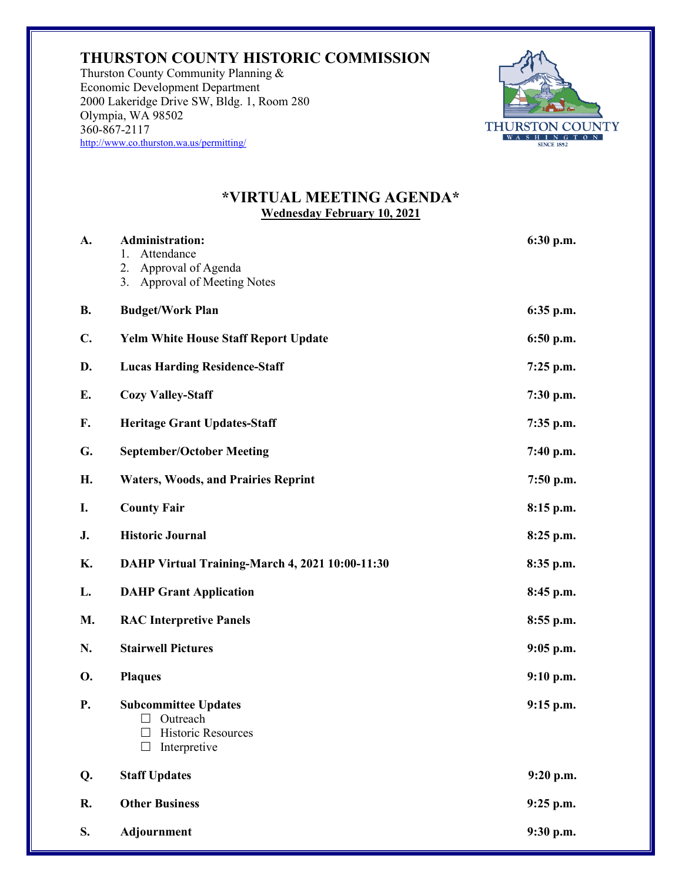# THURSTON COUNTY HISTORIC COMMISSION

Thurston County Community Planning &
Economic Development Department
2000 Lakeridge Drive SW, Bldg. 1, Room 280
Olympia, WA 98502
360-867-2117
http://www.co.thurston.wa.us/permitting/

## *VIRTUAL MEETING AGENDA*

**Wednesday February 10, 2021**

| | | |
|---|---|---|
| **A.** | **Administration:**<br>1. Attendance<br>2. Approval of Agenda<br>3. Approval of Meeting Notes | **6:30 p.m.** |
| **B.** | **Budget/Work Plan** | **6:35 p.m.** |
| **C.** | **Yelm White House Staff Report Update** | **6:50 p.m.** |
| **D.** | **Lucas Harding Residence-Staff** | **7:25 p.m.** |
| **E.** | **Cozy Valley-Staff** | **7:30 p.m.** |
| **F.** | **Heritage Grant Updates-Staff** | **7:35 p.m.** |
| **G.** | **September/October Meeting** | **7:40 p.m.** |
| **H.** | **Waters, Woods, and Prairies Reprint** | **7:50 p.m.** |
| **I.** | **County Fair** | **8:15 p.m.** |
| **J.** | **Historic Journal** | **8:25 p.m.** |
| **K.** | **DAHP Virtual Training-March 4, 2021 10:00-11:30** | **8:35 p.m.** |
| **L.** | **DAHP Grant Application** | **8:45 p.m.** |
| **M.** | **RAC Interpretive Panels** | **8:55 p.m.** |
| **N.** | **Stairwell Pictures** | **9:05 p.m.** |
| **O.** | **Plaques** | **9:10 p.m.** |
| **P.** | **Subcommittee Updates**<br>☐ Outreach<br>☐ Historic Resources<br>☐ Interpretive | **9:15 p.m.** |
| **Q.** | **Staff Updates** | **9:20 p.m.** |
| **R.** | **Other Business** | **9:25 p.m.** |
| **S.** | **Adjournment** | **9:30 p.m.** |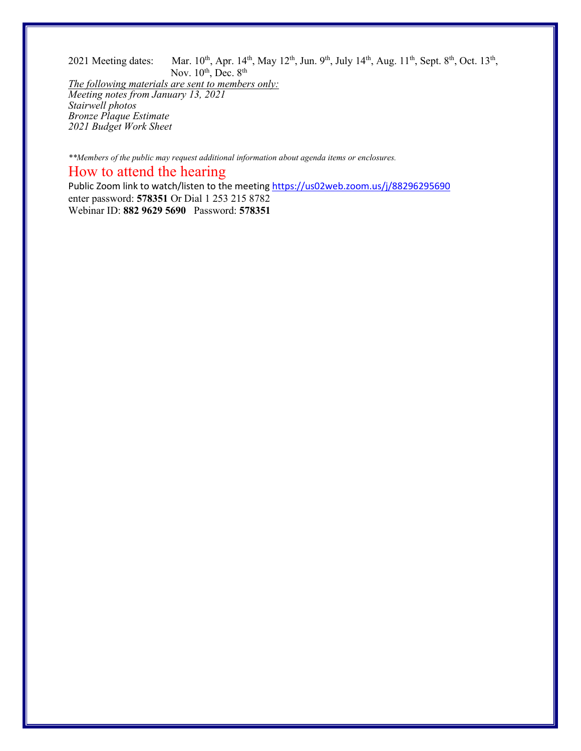2021 Meeting dates: Mar. 10th, Apr. 14th, May 12th, Jun. 9th, July 14th, Aug. 11th, Sept. 8th, Oct. 13th, Nov. 10th, Dec. 8th

*The following materials are sent to members only:*
*Meeting notes from January 13, 2021*
*Stairwell photos*
*Bronze Plaque Estimate*
*2021 Budget Work Sheet*

*\*\*Members of the public may request additional information about agenda items or enclosures.*

## How to attend the hearing

Public Zoom link to watch/listen to the meeting https://us02web.zoom.us/j/88296295690
enter password: **578351** Or Dial 1 253 215 8782
Webinar ID: **882 9629 5690** Password: **578351**